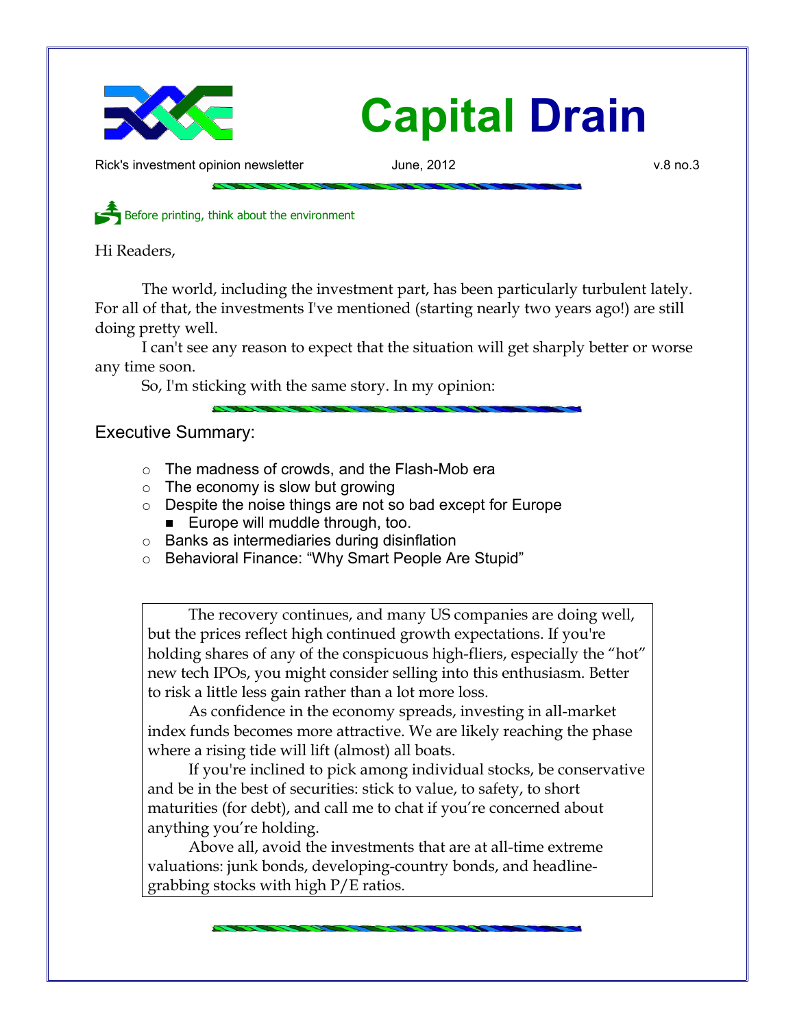# Capital Drain

Rick's investment opinion newsletter June, 2012 v.8 no.3

Before printing, think about the environment

Hi Readers,

The world, including the investment part, has been particularly turbulent lately. For all of that, the investments I've mentioned (starting nearly two years ago!) are still doing pretty well.

I can't see any reason to expect that the situation will get sharply better or worse any time soon.

So, I'm sticking with the same story. In my opinion:

## Executive Summary:

- The madness of crowds, and the Flash-Mob era
- The economy is slow but growing
- Despite the noise things are not so bad except for Europe
  - Europe will muddle through, too.
- Banks as intermediaries during disinflation
- Behavioral Finance: “Why Smart People Are Stupid”

The recovery continues, and many US companies are doing well, but the prices reflect high continued growth expectations. If you're holding shares of any of the conspicuous high-fliers, especially the “hot” new tech IPOs, you might consider selling into this enthusiasm. Better to risk a little less gain rather than a lot more loss.

As confidence in the economy spreads, investing in all-market index funds becomes more attractive. We are likely reaching the phase where a rising tide will lift (almost) all boats.

If you're inclined to pick among individual stocks, be conservative and be in the best of securities: stick to value, to safety, to short maturities (for debt), and call me to chat if you're concerned about anything you're holding.

Above all, avoid the investments that are at all-time extreme valuations: junk bonds, developing-country bonds, and headline-grabbing stocks with high P/E ratios.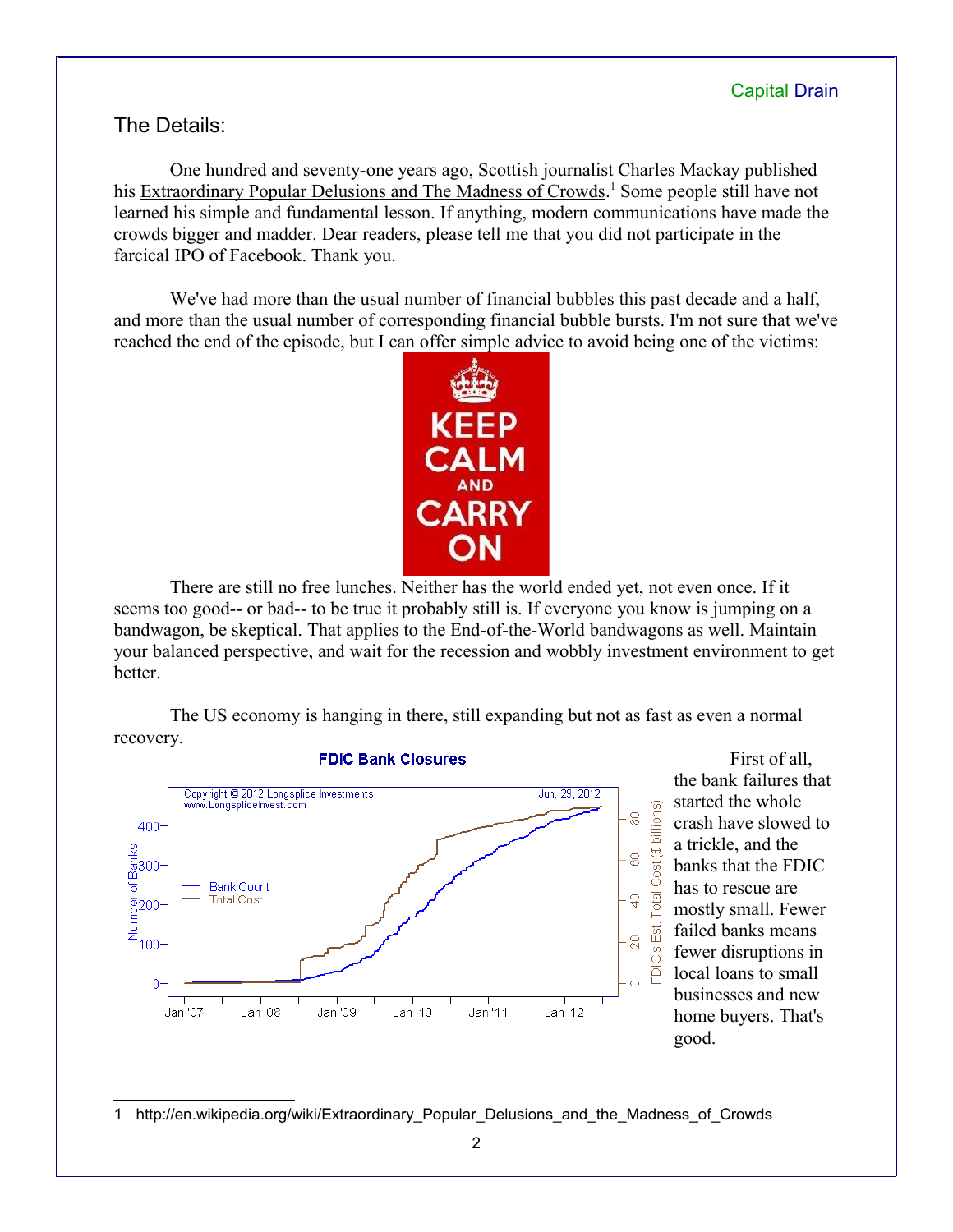Capital Drain

## The Details:

One hundred and seventy-one years ago, Scottish journalist Charles Mackay published his Extraordinary Popular Delusions and The Madness of Crowds.[1] Some people still have not learned his simple and fundamental lesson. If anything, modern communications have made the crowds bigger and madder. Dear readers, please tell me that you did not participate in the farcical IPO of Facebook. Thank you.

We've had more than the usual number of financial bubbles this past decade and a half, and more than the usual number of corresponding financial bubble bursts. I'm not sure that we've reached the end of the episode, but I can offer simple advice to avoid being one of the victims:

KEEP
CALM
AND
CARRY
ON

There are still no free lunches. Neither has the world ended yet, not even once. If it seems too good-- or bad-- to be true it probably still is. If everyone you know is jumping on a bandwagon, be skeptical. That applies to the End-of-the-World bandwagons as well. Maintain your balanced perspective, and wait for the recession and wobbly investment environment to get better.

The US economy is hanging in there, still expanding but not as fast as even a normal recovery.

FDIC Bank Closures

Copyright © 2012 Longsplice Investments
www.LongspliceInvest.com
Jun. 29, 2012

Number of Banks: 0, 100, 200, 300, 400

FDIC's Est. Total Cost ($ billions): 0, 20, 40, 60, 80

Bank Count
Total Cost

Jan '07, Jan '08, Jan '09, Jan '10, Jan '11, Jan '12

First of all, the bank failures that started the whole crash have slowed to a trickle, and the banks that the FDIC has to rescue are mostly small. Fewer failed banks means fewer disruptions in local loans to small businesses and new home buyers. That's good.

---

1 http://en.wikipedia.org/wiki/Extraordinary_Popular_Delusions_and_the_Madness_of_Crowds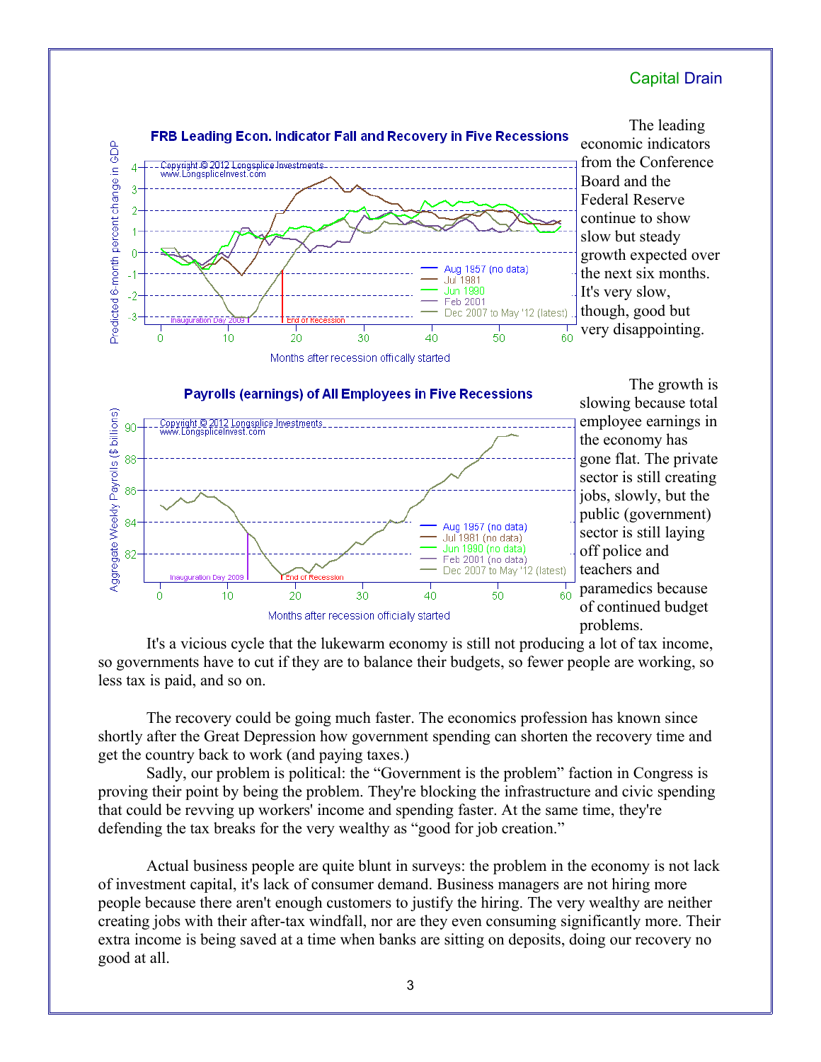FRB Leading Econ. Indicator Fall and Recovery in Five Recessions

Copyright © 2012 Longsplice Investments
www.LongspliceInvest.com

Predicted 6-month percent change in GDP

4
3
2
1
0
-1
-2
-3

Aug 1957 (no data)
Jul 1981
Jun 1990
Feb 2001
Dec 2007 to May '12 (latest)

Inauguration Day 2009
End of Recession

0 10 20 30 40 50 60

Months after recession offically started

The leading economic indicators from the Conference Board and the Federal Reserve continue to show slow but steady growth expected over the next six months. It's very slow, though, good but very disappointing.

Payrolls (earnings) of All Employees in Five Recessions

Copyright © 2012 Longsplice Investments
www.LongspliceInvest.com

Aggregate Weekly Payrolls ($ billions)

90
88
86
84
82

Aug 1957 (no data)
Jul 1981 (no data)
Jun 1990 (no data)
Feb 2001 (no data)
Dec 2007 to May '12 (latest)

Inauguration Day 2009
End of Recession

0 10 20 30 40 50 60

Months after recession officially started

The growth is slowing because total employee earnings in the economy has gone flat. The private sector is still creating jobs, slowly, but the public (government) sector is still laying off police and teachers and paramedics because of continued budget problems.

It's a vicious cycle that the lukewarm economy is still not producing a lot of tax income, so governments have to cut if they are to balance their budgets, so fewer people are working, so less tax is paid, and so on.

The recovery could be going much faster. The economics profession has known since shortly after the Great Depression how government spending can shorten the recovery time and get the country back to work (and paying taxes.)

Sadly, our problem is political: the "Government is the problem" faction in Congress is proving their point by being the problem. They're blocking the infrastructure and civic spending that could be revving up workers' income and spending faster. At the same time, they're defending the tax breaks for the very wealthy as "good for job creation."

Actual business people are quite blunt in surveys: the problem in the economy is not lack of investment capital, it's lack of consumer demand. Business managers are not hiring more people because there aren't enough customers to justify the hiring. The very wealthy are neither creating jobs with their after-tax windfall, nor are they even consuming significantly more. Their extra income is being saved at a time when banks are sitting on deposits, doing our recovery no good at all.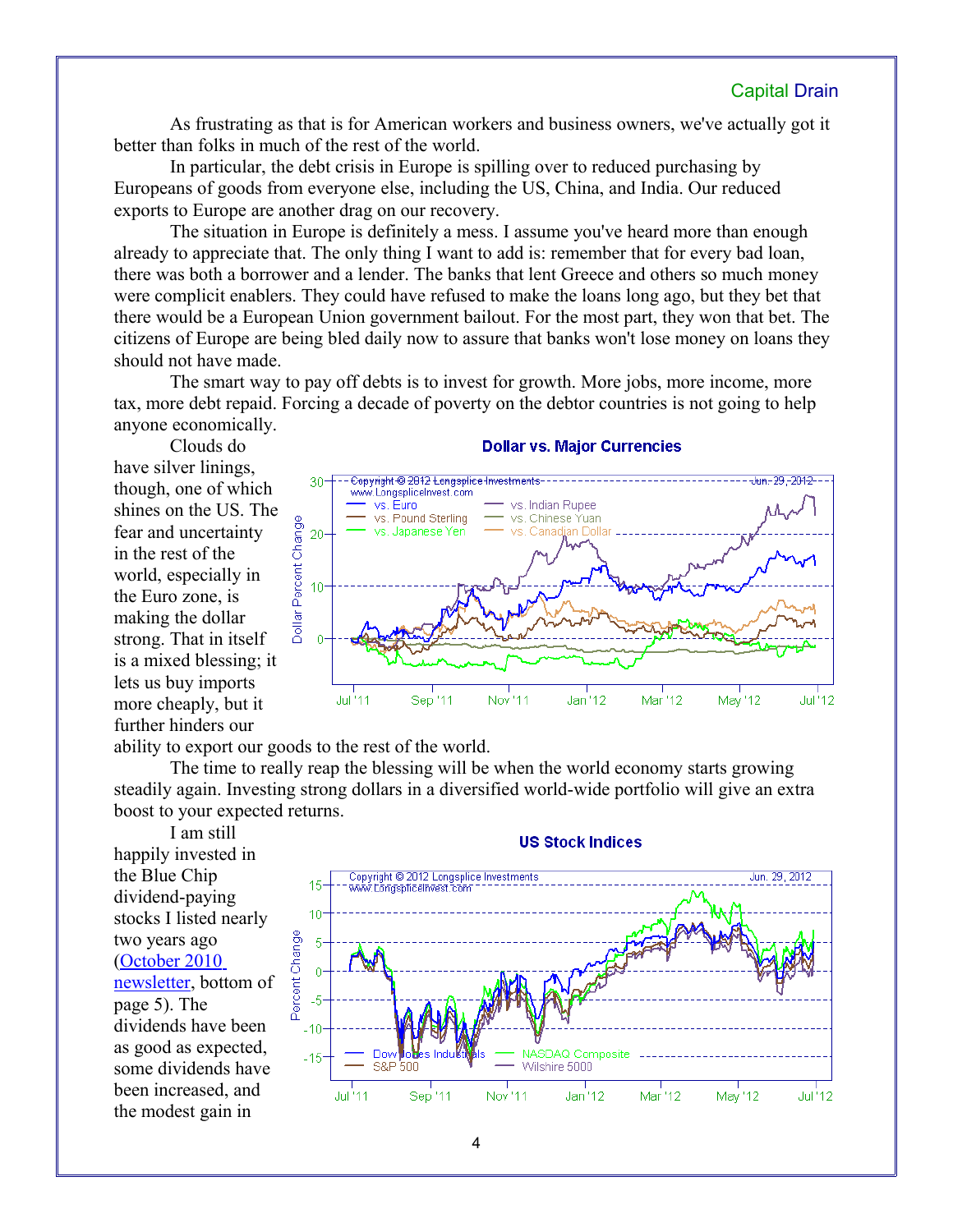As frustrating as that is for American workers and business owners, we've actually got it better than folks in much of the rest of the world.

In particular, the debt crisis in Europe is spilling over to reduced purchasing by Europeans of goods from everyone else, including the US, China, and India. Our reduced exports to Europe are another drag on our recovery.

The situation in Europe is definitely a mess. I assume you've heard more than enough already to appreciate that. The only thing I want to add is: remember that for every bad loan, there was both a borrower and a lender. The banks that lent Greece and others so much money were complicit enablers. They could have refused to make the loans long ago, but they bet that there would be a European Union government bailout. For the most part, they won that bet. The citizens of Europe are being bled daily now to assure that banks won't lose money on loans they should not have made.

The smart way to pay off debts is to invest for growth. More jobs, more income, more tax, more debt repaid. Forcing a decade of poverty on the debtor countries is not going to help anyone economically.

Clouds do have silver linings, though, one of which shines on the US. The fear and uncertainty in the rest of the world, especially in the Euro zone, is making the dollar strong. That in itself is a mixed blessing; it lets us buy imports more cheaply, but it further hinders our ability to export our goods to the rest of the world.

**Dollar vs. Major Currencies**

Copyright © 2012 Longsplice Investments
www.LongspliceInvest.com
Jun. 29, 2012
vs. Euro
vs. Pound Sterling
vs. Japanese Yen
vs. Indian Rupee
vs. Chinese Yuan
vs. Canadian Dollar
Dollar Percent Change
30
20
10
0
Jul '11 Sep '11 Nov '11 Jan '12 Mar '12 May '12 Jul '12

The time to really reap the blessing will be when the world economy starts growing steadily again. Investing strong dollars in a diversified world-wide portfolio will give an extra boost to your expected returns.

I am still happily invested in the Blue Chip dividend-paying stocks I listed nearly two years ago ([October 2010 newsletter](), bottom of page 5). The dividends have been as good as expected, some dividends have been increased, and the modest gain in

**US Stock Indices**

Copyright © 2012 Longsplice Investments
www.LongspliceInvest.com
Jun. 29, 2012
Dow Jones Industrials
S&P 500
NASDAQ Composite
Wilshire 5000
Percent Change
15
10
5
0
-5
-10
-15
Jul '11 Sep '11 Nov '11 Jan '12 Mar '12 May '12 Jul '12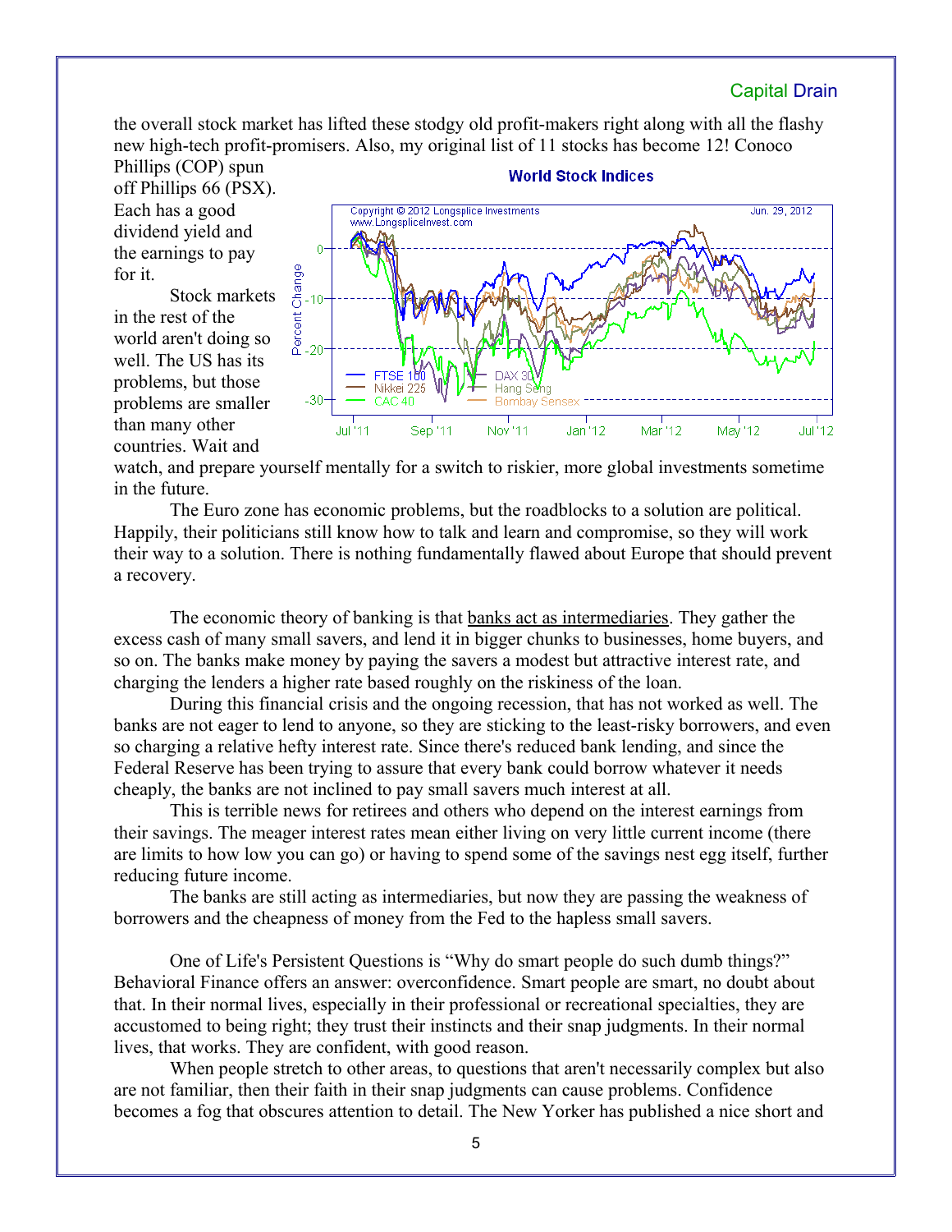the overall stock market has lifted these stodgy old profit-makers right along with all the flashy new high-tech profit-promisers. Also, my original list of 11 stocks has become 12! Conoco Phillips (COP) spun off Phillips 66 (PSX). Each has a good dividend yield and the earnings to pay for it.

World Stock Indices

Copyright © 2012 Longsplice Investments
www.LongspliceInvest.com
Jun. 29, 2012

Percent Change

0
-10
-20
-30

FTSE 100
Nikkei 225
CAC 40
DAX 30
Hang Seng
Bombay Sensex

Jul '11
Sep '11
Nov '11
Jan '12
Mar '12
May '12
Jul '12

Stock markets in the rest of the world aren't doing so well. The US has its problems, but those problems are smaller than many other countries. Wait and watch, and prepare yourself mentally for a switch to riskier, more global investments sometime in the future.

The Euro zone has economic problems, but the roadblocks to a solution are political. Happily, their politicians still know how to talk and learn and compromise, so they will work their way to a solution. There is nothing fundamentally flawed about Europe that should prevent a recovery.

The economic theory of banking is that banks act as intermediaries. They gather the excess cash of many small savers, and lend it in bigger chunks to businesses, home buyers, and so on. The banks make money by paying the savers a modest but attractive interest rate, and charging the lenders a higher rate based roughly on the riskiness of the loan.

During this financial crisis and the ongoing recession, that has not worked as well. The banks are not eager to lend to anyone, so they are sticking to the least-risky borrowers, and even so charging a relative hefty interest rate. Since there's reduced bank lending, and since the Federal Reserve has been trying to assure that every bank could borrow whatever it needs cheaply, the banks are not inclined to pay small savers much interest at all.

This is terrible news for retirees and others who depend on the interest earnings from their savings. The meager interest rates mean either living on very little current income (there are limits to how low you can go) or having to spend some of the savings nest egg itself, further reducing future income.

The banks are still acting as intermediaries, but now they are passing the weakness of borrowers and the cheapness of money from the Fed to the hapless small savers.

One of Life's Persistent Questions is "Why do smart people do such dumb things?" Behavioral Finance offers an answer: overconfidence. Smart people are smart, no doubt about that. In their normal lives, especially in their professional or recreational specialties, they are accustomed to being right; they trust their instincts and their snap judgments. In their normal lives, that works. They are confident, with good reason.

When people stretch to other areas, to questions that aren't necessarily complex but also are not familiar, then their faith in their snap judgments can cause problems. Confidence becomes a fog that obscures attention to detail. The New Yorker has published a nice short and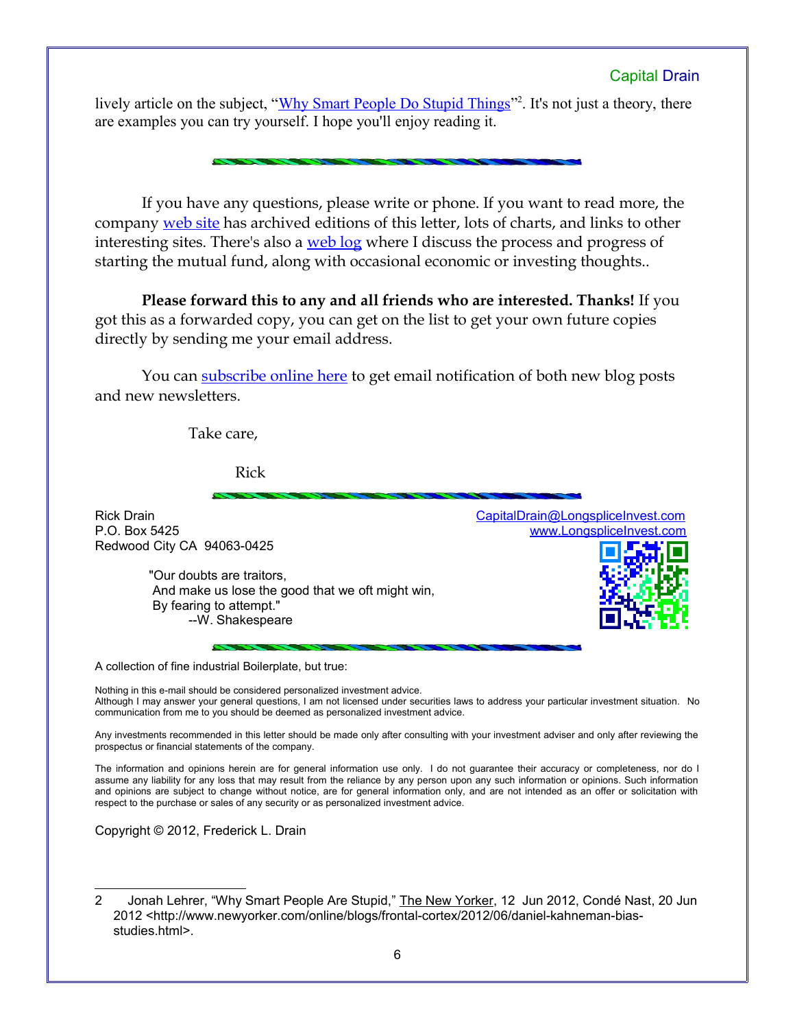lively article on the subject, "Why Smart People Do Stupid Things"[2]. It's not just a theory, there are examples you can try yourself. I hope you'll enjoy reading it.

---

If you have any questions, please write or phone. If you want to read more, the company web site has archived editions of this letter, lots of charts, and links to other interesting sites. There's also a web log where I discuss the process and progress of starting the mutual fund, along with occasional economic or investing thoughts..

**Please forward this to any and all friends who are interested. Thanks!** If you got this as a forwarded copy, you can get on the list to get your own future copies directly by sending me your email address.

You can subscribe online here to get email notification of both new blog posts and new newsletters.

Take care,

Rick

---

Rick Drain
P.O. Box 5425
Redwood City CA 94063-0425

CapitalDrain@LongspliceInvest.com
www.LongspliceInvest.com

"Our doubts are traitors,
And make us lose the good that we oft might win,
By fearing to attempt."
--W. Shakespeare

---

A collection of fine industrial Boilerplate, but true:

Nothing in this e-mail should be considered personalized investment advice.
Although I may answer your general questions, I am not licensed under securities laws to address your particular investment situation. No communication from me to you should be deemed as personalized investment advice.

Any investments recommended in this letter should be made only after consulting with your investment adviser and only after reviewing the prospectus or financial statements of the company.

The information and opinions herein are for general information use only. I do not guarantee their accuracy or completeness, nor do I assume any liability for any loss that may result from the reliance by any person upon any such information or opinions. Such information and opinions are subject to change without notice, are for general information only, and are not intended as an offer or solicitation with respect to the purchase or sales of any security or as personalized investment advice.

Copyright © 2012, Frederick L. Drain

---

2 Jonah Lehrer, "Why Smart People Are Stupid," The New Yorker, 12 Jun 2012, Condé Nast, 20 Jun 2012 <http://www.newyorker.com/online/blogs/frontal-cortex/2012/06/daniel-kahneman-bias-studies.html>.